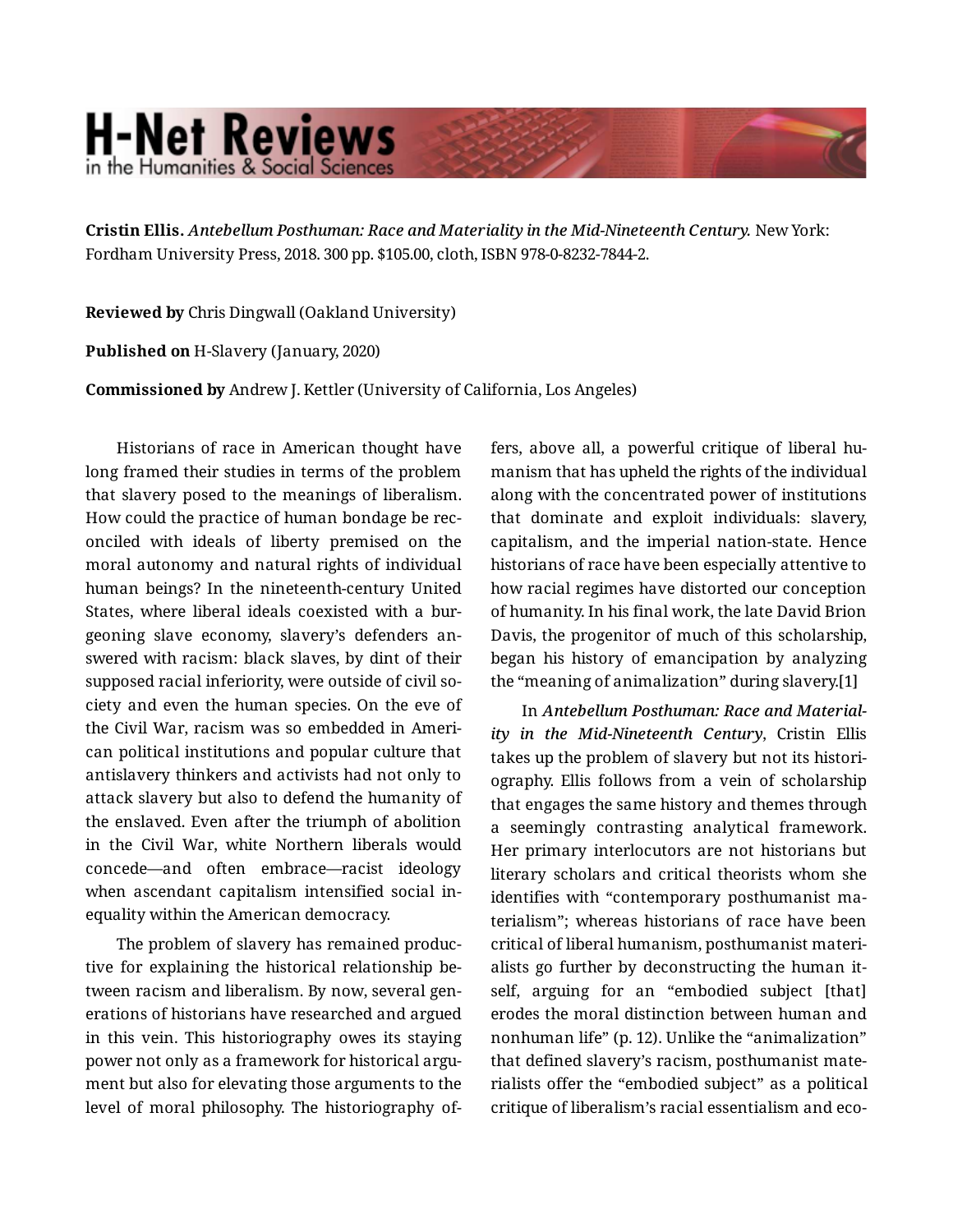# H-Net Reviews in the Humanities & Social Sciences

**Cristin Ellis.** *Antebellum Posthuman: Race and Materiality in the Mid-Nineteenth Century.* New York: Fordham University Press, 2018. 300 pp. $105.00, cloth, ISBN 978-0-8232-7844-2.

**Reviewed by** Chris Dingwall (Oakland University)

**Published on** H-Slavery (January, 2020)

**Commissioned by** Andrew J. Kettler (University of California, Los Angeles)

Historians of race in American thought have long framed their studies in terms of the problem that slavery posed to the meanings of liberalism. How could the practice of human bondage be reconciled with ideals of liberty premised on the moral autonomy and natural rights of individual human beings? In the nineteenth-century United States, where liberal ideals coexisted with a burgeoning slave economy, slavery's defenders answered with racism: black slaves, by dint of their supposed racial inferiority, were outside of civil society and even the human species. On the eve of the Civil War, racism was so embedded in American political institutions and popular culture that antislavery thinkers and activists had not only to attack slavery but also to defend the humanity of the enslaved. Even after the triumph of abolition in the Civil War, white Northern liberals would concede—and often embrace—racist ideology when ascendant capitalism intensified social inequality within the American democracy.

The problem of slavery has remained productive for explaining the historical relationship between racism and liberalism. By now, several generations of historians have researched and argued in this vein. This historiography owes its staying power not only as a framework for historical argument but also for elevating those arguments to the level of moral philosophy. The historiography offers, above all, a powerful critique of liberal humanism that has upheld the rights of the individual along with the concentrated power of institutions that dominate and exploit individuals: slavery, capitalism, and the imperial nation-state. Hence historians of race have been especially attentive to how racial regimes have distorted our conception of humanity. In his final work, the late David Brion Davis, the progenitor of much of this scholarship, began his history of emancipation by analyzing the "meaning of animalization" during slavery.[1]

In *Antebellum Posthuman: Race and Materiality in the Mid-Nineteenth Century*, Cristin Ellis takes up the problem of slavery but not its historiography. Ellis follows from a vein of scholarship that engages the same history and themes through a seemingly contrasting analytical framework. Her primary interlocutors are not historians but literary scholars and critical theorists whom she identifies with "contemporary posthumanist materialism"; whereas historians of race have been critical of liberal humanism, posthumanist materialists go further by deconstructing the human itself, arguing for an "embodied subject [that] erodes the moral distinction between human and nonhuman life" (p. 12). Unlike the "animalization" that defined slavery's racism, posthumanist materialists offer the "embodied subject" as a political critique of liberalism's racial essentialism and eco-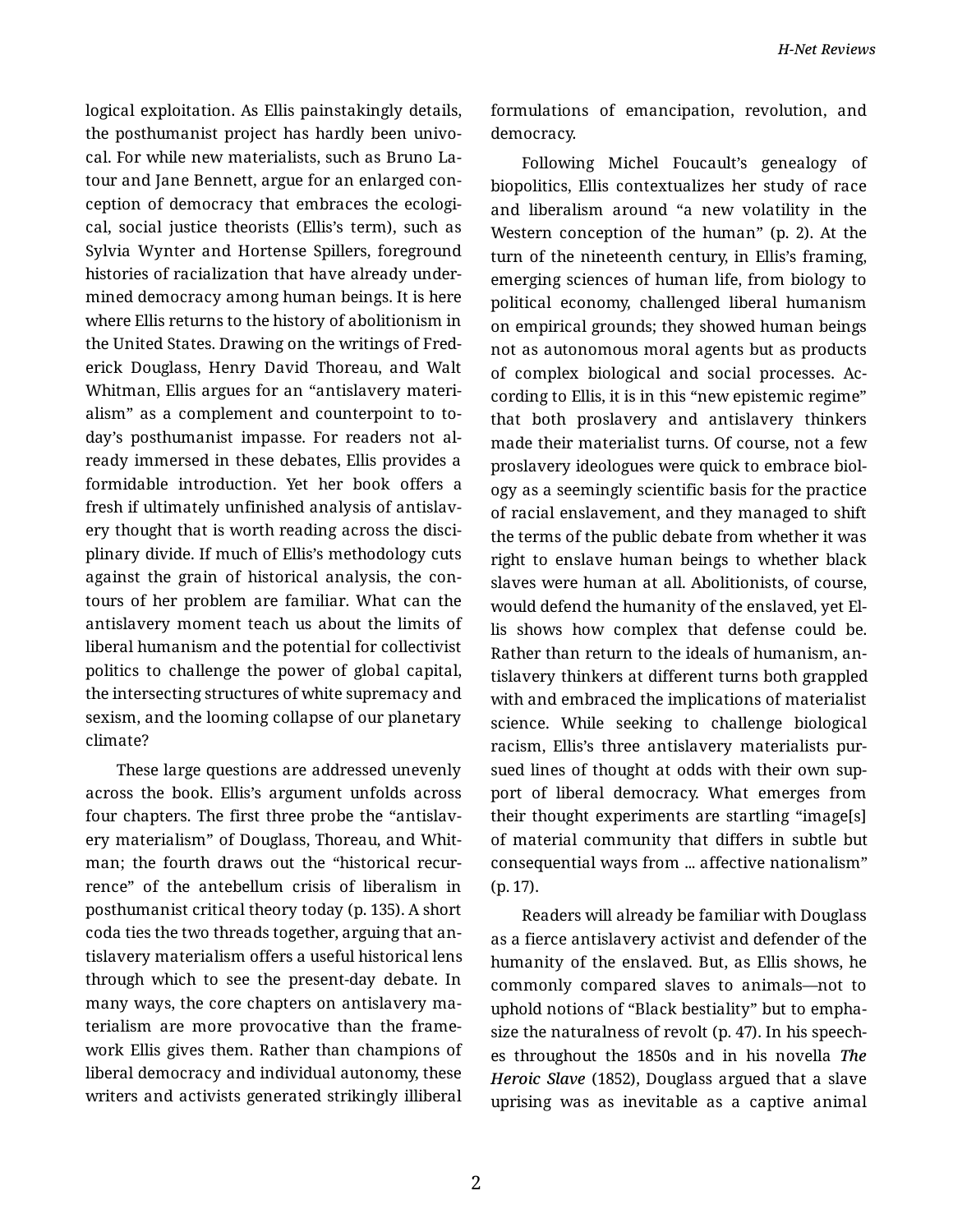logical exploitation. As Ellis painstakingly details, the posthumanist project has hardly been univocal. For while new materialists, such as Bruno Latour and Jane Bennett, argue for an enlarged conception of democracy that embraces the ecological, social justice theorists (Ellis's term), such as Sylvia Wynter and Hortense Spillers, foreground histories of racialization that have already undermined democracy among human beings. It is here where Ellis returns to the history of abolitionism in the United States. Drawing on the writings of Frederick Douglass, Henry David Thoreau, and Walt Whitman, Ellis argues for an "antislavery materialism" as a complement and counterpoint to today's posthumanist impasse. For readers not already immersed in these debates, Ellis provides a formidable introduction. Yet her book offers a fresh if ultimately unfinished analysis of antislavery thought that is worth reading across the disciplinary divide. If much of Ellis's methodology cuts against the grain of historical analysis, the contours of her problem are familiar. What can the antislavery moment teach us about the limits of liberal humanism and the potential for collectivist politics to challenge the power of global capital, the intersecting structures of white supremacy and sexism, and the looming collapse of our planetary climate?

These large questions are addressed unevenly across the book. Ellis's argument unfolds across four chapters. The first three probe the "antislavery materialism" of Douglass, Thoreau, and Whitman; the fourth draws out the "historical recurrence" of the antebellum crisis of liberalism in posthumanist critical theory today (p. 135). A short coda ties the two threads together, arguing that antislavery materialism offers a useful historical lens through which to see the present-day debate. In many ways, the core chapters on antislavery materialism are more provocative than the framework Ellis gives them. Rather than champions of liberal democracy and individual autonomy, these writers and activists generated strikingly illiberal formulations of emancipation, revolution, and democracy.

Following Michel Foucault's genealogy of biopolitics, Ellis contextualizes her study of race and liberalism around "a new volatility in the Western conception of the human" (p. 2). At the turn of the nineteenth century, in Ellis's framing, emerging sciences of human life, from biology to political economy, challenged liberal humanism on empirical grounds; they showed human beings not as autonomous moral agents but as products of complex biological and social processes. According to Ellis, it is in this "new epistemic regime" that both proslavery and antislavery thinkers made their materialist turns. Of course, not a few proslavery ideologues were quick to embrace biology as a seemingly scientific basis for the practice of racial enslavement, and they managed to shift the terms of the public debate from whether it was right to enslave human beings to whether black slaves were human at all. Abolitionists, of course, would defend the humanity of the enslaved, yet Ellis shows how complex that defense could be. Rather than return to the ideals of humanism, antislavery thinkers at different turns both grappled with and embraced the implications of materialist science. While seeking to challenge biological racism, Ellis's three antislavery materialists pursued lines of thought at odds with their own support of liberal democracy. What emerges from their thought experiments are startling "image[s] of material community that differs in subtle but consequential ways from ... affective nationalism" (p. 17).

Readers will already be familiar with Douglass as a fierce antislavery activist and defender of the humanity of the enslaved. But, as Ellis shows, he commonly compared slaves to animals—not to uphold notions of "Black bestiality" but to emphasize the naturalness of revolt (p. 47). In his speeches throughout the 1850s and in his novella ***The Heroic Slave*** (1852), Douglass argued that a slave uprising was as inevitable as a captive animal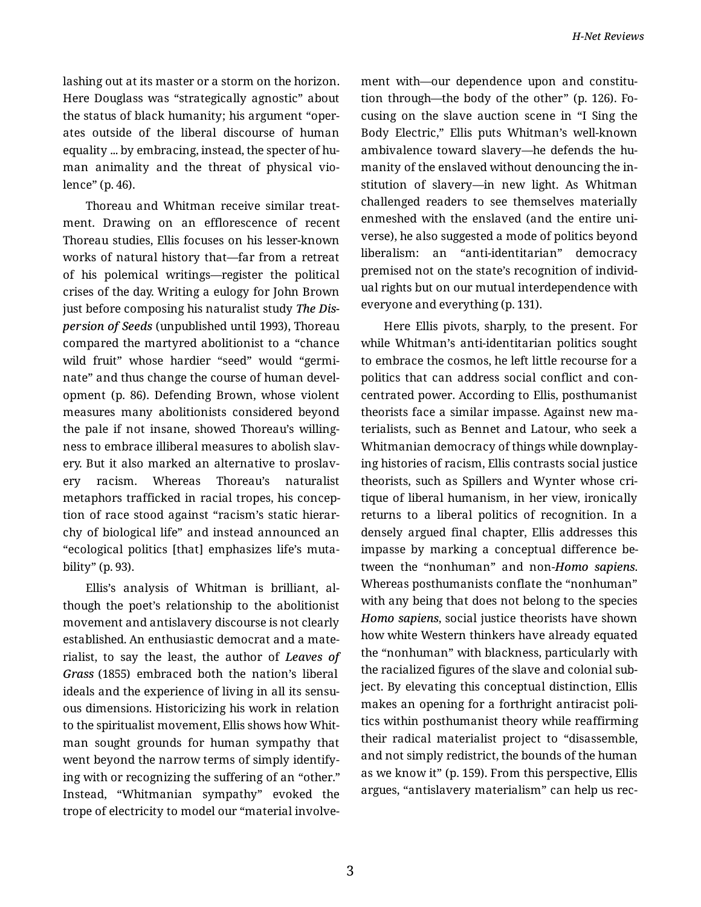lashing out at its master or a storm on the horizon. Here Douglass was "strategically agnostic" about the status of black humanity; his argument "operates outside of the liberal discourse of human equality ... by embracing, instead, the specter of human animality and the threat of physical violence" (p. 46).

Thoreau and Whitman receive similar treatment. Drawing on an efflorescence of recent Thoreau studies, Ellis focuses on his lesser-known works of natural history that—far from a retreat of his polemical writings—register the political crises of the day. Writing a eulogy for John Brown just before composing his naturalist study ***The Dispersion of Seeds*** (unpublished until 1993), Thoreau compared the martyred abolitionist to a "chance wild fruit" whose hardier "seed" would "germinate" and thus change the course of human development (p. 86). Defending Brown, whose violent measures many abolitionists considered beyond the pale if not insane, showed Thoreau's willingness to embrace illiberal measures to abolish slavery. But it also marked an alternative to proslavery racism. Whereas Thoreau's naturalist metaphors trafficked in racial tropes, his conception of race stood against "racism's static hierarchy of biological life" and instead announced an "ecological politics [that] emphasizes life's mutability" (p. 93).

Ellis's analysis of Whitman is brilliant, although the poet's relationship to the abolitionist movement and antislavery discourse is not clearly established. An enthusiastic democrat and a materialist, to say the least, the author of ***Leaves of Grass*** (1855) embraced both the nation's liberal ideals and the experience of living in all its sensuous dimensions. Historicizing his work in relation to the spiritualist movement, Ellis shows how Whitman sought grounds for human sympathy that went beyond the narrow terms of simply identifying with or recognizing the suffering of an "other." Instead, "Whitmanian sympathy" evoked the trope of electricity to model our "material involvement with—our dependence upon and constitution through—the body of the other" (p. 126). Focusing on the slave auction scene in "I Sing the Body Electric," Ellis puts Whitman's well-known ambivalence toward slavery—he defends the humanity of the enslaved without denouncing the institution of slavery—in new light. As Whitman challenged readers to see themselves materially enmeshed with the enslaved (and the entire universe), he also suggested a mode of politics beyond liberalism: an "anti-identitarian" democracy premised not on the state's recognition of individual rights but on our mutual interdependence with everyone and everything (p. 131).

Here Ellis pivots, sharply, to the present. For while Whitman's anti-identitarian politics sought to embrace the cosmos, he left little recourse for a politics that can address social conflict and concentrated power. According to Ellis, posthumanist theorists face a similar impasse. Against new materialists, such as Bennet and Latour, who seek a Whitmanian democracy of things while downplaying histories of racism, Ellis contrasts social justice theorists, such as Spillers and Wynter whose critique of liberal humanism, in her view, ironically returns to a liberal politics of recognition. In a densely argued final chapter, Ellis addresses this impasse by marking a conceptual difference between the "nonhuman" and non-***Homo sapiens***. Whereas posthumanists conflate the "nonhuman" with any being that does not belong to the species ***Homo sapiens***, social justice theorists have shown how white Western thinkers have already equated the "nonhuman" with blackness, particularly with the racialized figures of the slave and colonial subject. By elevating this conceptual distinction, Ellis makes an opening for a forthright antiracist politics within posthumanist theory while reaffirming their radical materialist project to "disassemble, and not simply redistrict, the bounds of the human as we know it" (p. 159). From this perspective, Ellis argues, "antislavery materialism" can help us rec-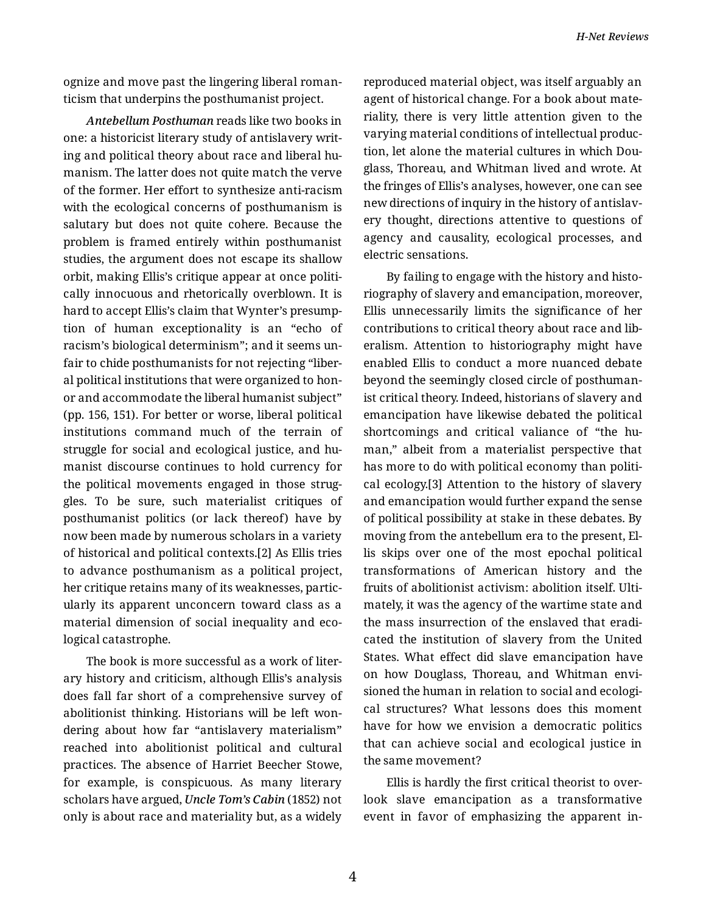ognize and move past the lingering liberal romanticism that underpins the posthumanist project.

*Antebellum Posthuman* reads like two books in one: a historicist literary study of antislavery writing and political theory about race and liberal humanism. The latter does not quite match the verve of the former. Her effort to synthesize anti-racism with the ecological concerns of posthumanism is salutary but does not quite cohere. Because the problem is framed entirely within posthumanist studies, the argument does not escape its shallow orbit, making Ellis's critique appear at once politically innocuous and rhetorically overblown. It is hard to accept Ellis's claim that Wynter's presumption of human exceptionality is an "echo of racism's biological determinism"; and it seems unfair to chide posthumanists for not rejecting "liberal political institutions that were organized to honor and accommodate the liberal humanist subject" (pp. 156, 151). For better or worse, liberal political institutions command much of the terrain of struggle for social and ecological justice, and humanist discourse continues to hold currency for the political movements engaged in those struggles. To be sure, such materialist critiques of posthumanist politics (or lack thereof) have by now been made by numerous scholars in a variety of historical and political contexts.[2] As Ellis tries to advance posthumanism as a political project, her critique retains many of its weaknesses, particularly its apparent unconcern toward class as a material dimension of social inequality and ecological catastrophe.

The book is more successful as a work of literary history and criticism, although Ellis's analysis does fall far short of a comprehensive survey of abolitionist thinking. Historians will be left wondering about how far "antislavery materialism" reached into abolitionist political and cultural practices. The absence of Harriet Beecher Stowe, for example, is conspicuous. As many literary scholars have argued, *Uncle Tom's Cabin* (1852) not only is about race and materiality but, as a widely reproduced material object, was itself arguably an agent of historical change. For a book about materiality, there is very little attention given to the varying material conditions of intellectual production, let alone the material cultures in which Douglass, Thoreau, and Whitman lived and wrote. At the fringes of Ellis's analyses, however, one can see new directions of inquiry in the history of antislavery thought, directions attentive to questions of agency and causality, ecological processes, and electric sensations.

By failing to engage with the history and historiography of slavery and emancipation, moreover, Ellis unnecessarily limits the significance of her contributions to critical theory about race and liberalism. Attention to historiography might have enabled Ellis to conduct a more nuanced debate beyond the seemingly closed circle of posthumanist critical theory. Indeed, historians of slavery and emancipation have likewise debated the political shortcomings and critical valiance of "the human," albeit from a materialist perspective that has more to do with political economy than political ecology.[3] Attention to the history of slavery and emancipation would further expand the sense of political possibility at stake in these debates. By moving from the antebellum era to the present, Ellis skips over one of the most epochal political transformations of American history and the fruits of abolitionist activism: abolition itself. Ultimately, it was the agency of the wartime state and the mass insurrection of the enslaved that eradicated the institution of slavery from the United States. What effect did slave emancipation have on how Douglass, Thoreau, and Whitman envisioned the human in relation to social and ecological structures? What lessons does this moment have for how we envision a democratic politics that can achieve social and ecological justice in the same movement?

Ellis is hardly the first critical theorist to overlook slave emancipation as a transformative event in favor of emphasizing the apparent in-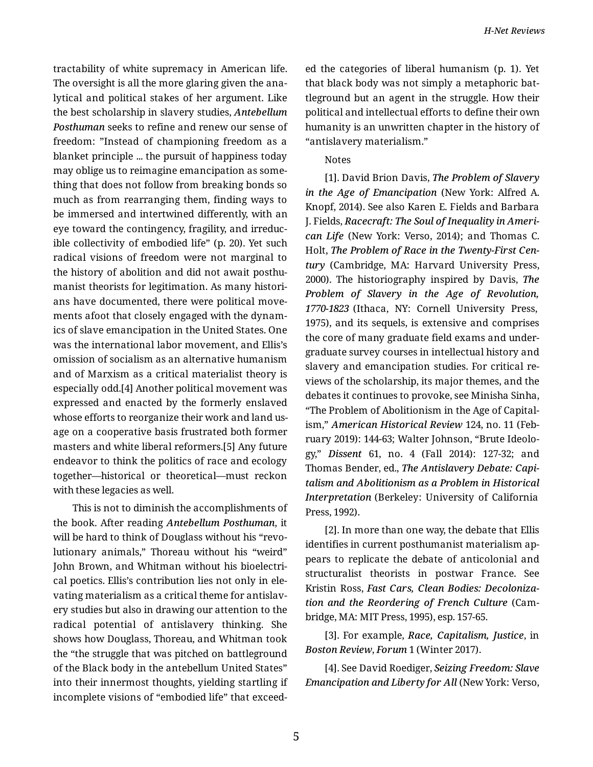tractability of white supremacy in American life. The oversight is all the more glaring given the analytical and political stakes of her argument. Like the best scholarship in slavery studies, ***Antebellum Posthuman*** seeks to refine and renew our sense of freedom: "Instead of championing freedom as a blanket principle ... the pursuit of happiness today may oblige us to reimagine emancipation as something that does not follow from breaking bonds so much as from rearranging them, finding ways to be immersed and intertwined differently, with an eye toward the contingency, fragility, and irreducible collectivity of embodied life" (p. 20). Yet such radical visions of freedom were not marginal to the history of abolition and did not await posthumanist theorists for legitimation. As many historians have documented, there were political movements afoot that closely engaged with the dynamics of slave emancipation in the United States. One was the international labor movement, and Ellis's omission of socialism as an alternative humanism and of Marxism as a critical materialist theory is especially odd.[4] Another political movement was expressed and enacted by the formerly enslaved whose efforts to reorganize their work and land usage on a cooperative basis frustrated both former masters and white liberal reformers.[5] Any future endeavor to think the politics of race and ecology together—historical or theoretical—must reckon with these legacies as well.

This is not to diminish the accomplishments of the book. After reading ***Antebellum Posthuman***, it will be hard to think of Douglass without his "revolutionary animals," Thoreau without his "weird" John Brown, and Whitman without his bioelectrical poetics. Ellis's contribution lies not only in elevating materialism as a critical theme for antislavery studies but also in drawing our attention to the radical potential of antislavery thinking. She shows how Douglass, Thoreau, and Whitman took the "the struggle that was pitched on battleground of the Black body in the antebellum United States" into their innermost thoughts, yielding startling if incomplete visions of "embodied life" that exceeded the categories of liberal humanism (p. 1). Yet that black body was not simply a metaphoric battleground but an agent in the struggle. How their political and intellectual efforts to define their own humanity is an unwritten chapter in the history of "antislavery materialism."

Notes

[1]. David Brion Davis, ***The Problem of Slavery in the Age of Emancipation*** (New York: Alfred A. Knopf, 2014). See also Karen E. Fields and Barbara J. Fields, ***Racecraft: The Soul of Inequality in American Life*** (New York: Verso, 2014); and Thomas C. Holt, ***The Problem of Race in the Twenty-First Century*** (Cambridge, MA: Harvard University Press, 2000). The historiography inspired by Davis, ***The Problem of Slavery in the Age of Revolution, 1770-1823*** (Ithaca, NY: Cornell University Press, 1975), and its sequels, is extensive and comprises the core of many graduate field exams and undergraduate survey courses in intellectual history and slavery and emancipation studies. For critical reviews of the scholarship, its major themes, and the debates it continues to provoke, see Minisha Sinha, "The Problem of Abolitionism in the Age of Capitalism," ***American Historical Review*** 124, no. 11 (February 2019): 144-63; Walter Johnson, "Brute Ideology," ***Dissent*** 61, no. 4 (Fall 2014): 127-32; and Thomas Bender, ed., ***The Antislavery Debate: Capitalism and Abolitionism as a Problem in Historical Interpretation*** (Berkeley: University of California Press, 1992).

[2]. In more than one way, the debate that Ellis identifies in current posthumanist materialism appears to replicate the debate of anticolonial and structuralist theorists in postwar France. See Kristin Ross, ***Fast Cars, Clean Bodies: Decolonization and the Reordering of French Culture*** (Cambridge, MA: MIT Press, 1995), esp. 157-65.

[3]. For example, ***Race, Capitalism, Justice***, in ***Boston Review***, ***Forum*** 1 (Winter 2017).

[4]. See David Roediger, ***Seizing Freedom: Slave Emancipation and Liberty for All*** (New York: Verso,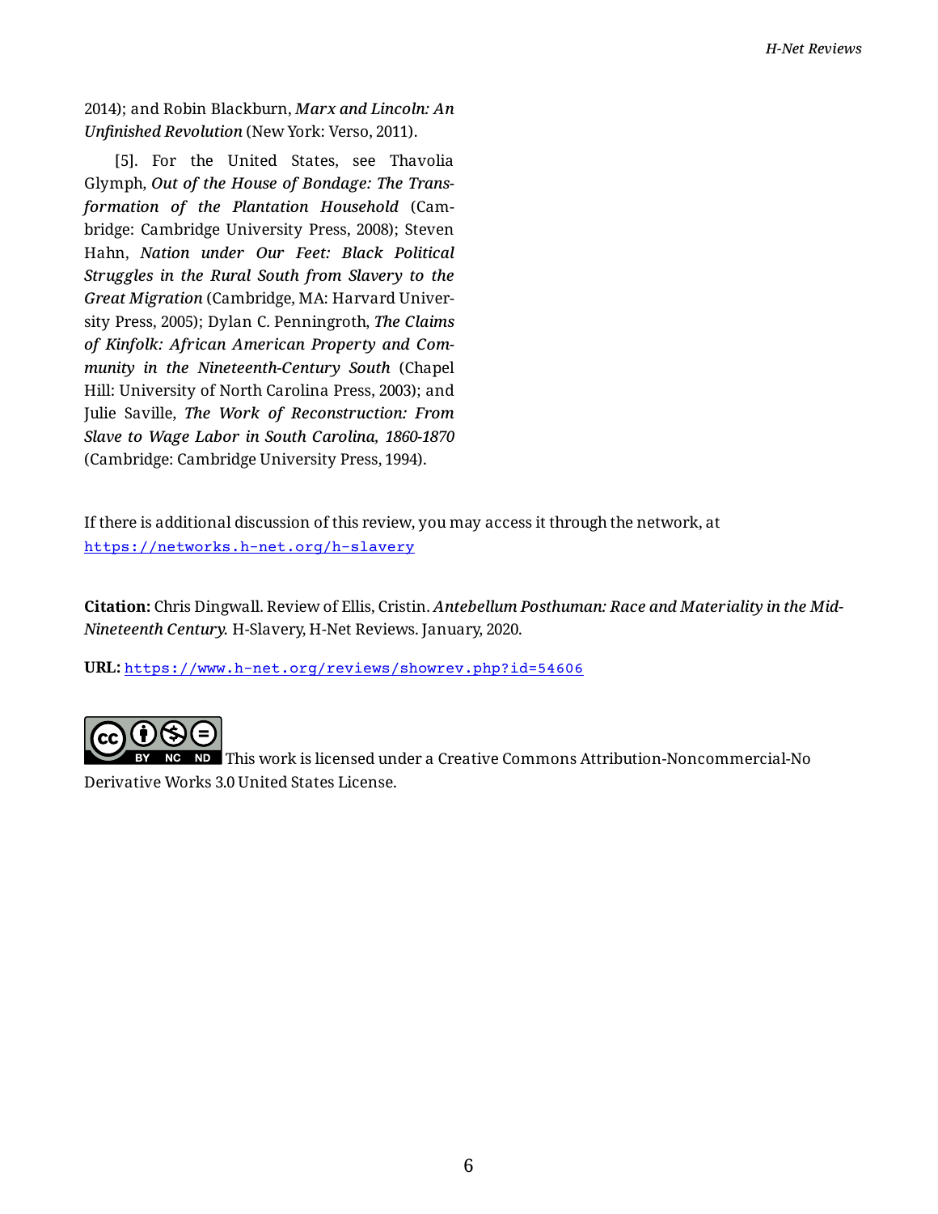2014); and Robin Blackburn, *Marx and Lincoln: An Unfinished Revolution* (New York: Verso, 2011).

[5]. For the United States, see Thavolia Glymph, *Out of the House of Bondage: The Transformation of the Plantation Household* (Cambridge: Cambridge University Press, 2008); Steven Hahn, *Nation under Our Feet: Black Political Struggles in the Rural South from Slavery to the Great Migration* (Cambridge, MA: Harvard University Press, 2005); Dylan C. Penningroth, *The Claims of Kinfolk: African American Property and Community in the Nineteenth-Century South* (Chapel Hill: University of North Carolina Press, 2003); and Julie Saville, *The Work of Reconstruction: From Slave to Wage Labor in South Carolina, 1860-1870* (Cambridge: Cambridge University Press, 1994).

If there is additional discussion of this review, you may access it through the network, at https://networks.h-net.org/h-slavery

**Citation:** Chris Dingwall. Review of Ellis, Cristin. *Antebellum Posthuman: Race and Materiality in the Mid-Nineteenth Century.* H-Slavery, H-Net Reviews. January, 2020.

**URL:** https://www.h-net.org/reviews/showrev.php?id=54606

This work is licensed under a Creative Commons Attribution-Noncommercial-No Derivative Works 3.0 United States License.